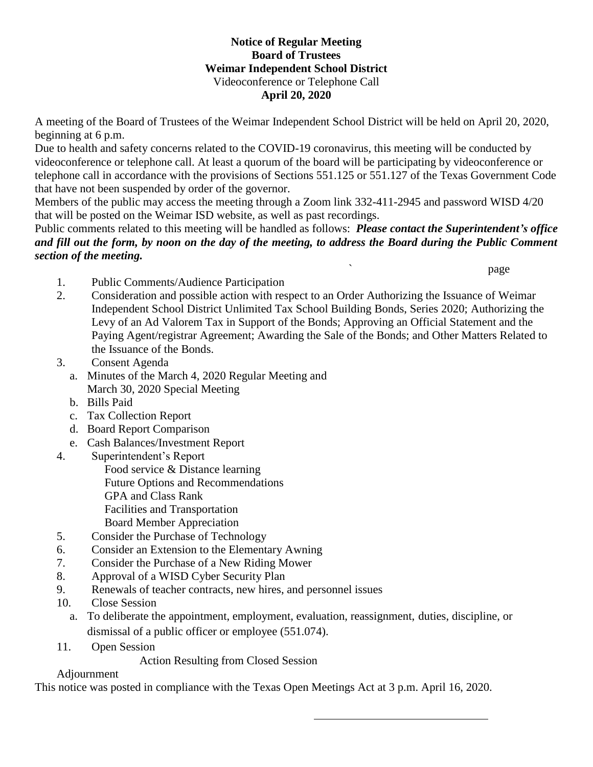**Notice of Regular Meeting**
**Board of Trustees**
**Weimar Independent School District**
Videoconference or Telephone Call
**April 20, 2020**

A meeting of the Board of Trustees of the Weimar Independent School District will be held on April 20, 2020, beginning at 6 p.m.

Due to health and safety concerns related to the COVID-19 coronavirus, this meeting will be conducted by videoconference or telephone call. At least a quorum of the board will be participating by videoconference or telephone call in accordance with the provisions of Sections 551.125 or 551.127 of the Texas Government Code that have not been suspended by order of the governor.

Members of the public may access the meeting through a Zoom link 332-411-2945 and password WISD 4/20 that will be posted on the Weimar ISD website, as well as past recordings.

Public comments related to this meeting will be handled as follows: ***Please contact the Superintendent's office and fill out the form, by noon on the day of the meeting, to address the Board during the Public Comment section of the meeting.***

page

1. Public Comments/Audience Participation
2. Consideration and possible action with respect to an Order Authorizing the Issuance of Weimar Independent School District Unlimited Tax School Building Bonds, Series 2020; Authorizing the Levy of an Ad Valorem Tax in Support of the Bonds; Approving an Official Statement and the Paying Agent/registrar Agreement; Awarding the Sale of the Bonds; and Other Matters Related to the Issuance of the Bonds.
3. Consent Agenda
   a. Minutes of the March 4, 2020 Regular Meeting and March 30, 2020 Special Meeting
   b. Bills Paid
   c. Tax Collection Report
   d. Board Report Comparison
   e. Cash Balances/Investment Report
4. Superintendent's Report
   - Food service & Distance learning
   - Future Options and Recommendations
   - GPA and Class Rank
   - Facilities and Transportation
   - Board Member Appreciation
5. Consider the Purchase of Technology
6. Consider an Extension to the Elementary Awning
7. Consider the Purchase of a New Riding Mower
8. Approval of a WISD Cyber Security Plan
9. Renewals of teacher contracts, new hires, and personnel issues
10. Close Session
    a. To deliberate the appointment, employment, evaluation, reassignment, duties, discipline, or dismissal of a public officer or employee (551.074).
11. Open Session
    - Action Resulting from Closed Session

Adjournment

This notice was posted in compliance with the Texas Open Meetings Act at 3 p.m. April 16, 2020.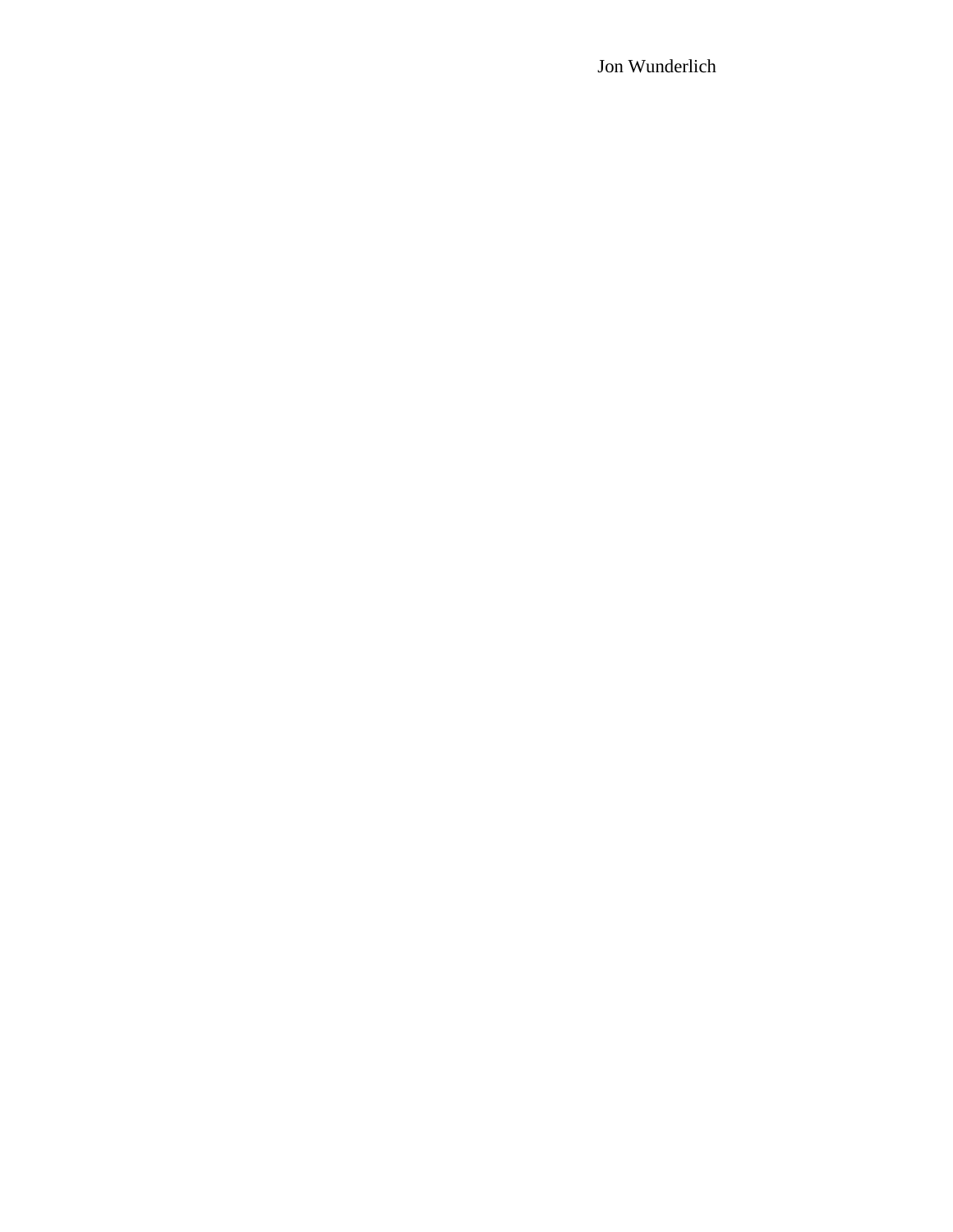Jon Wunderlich